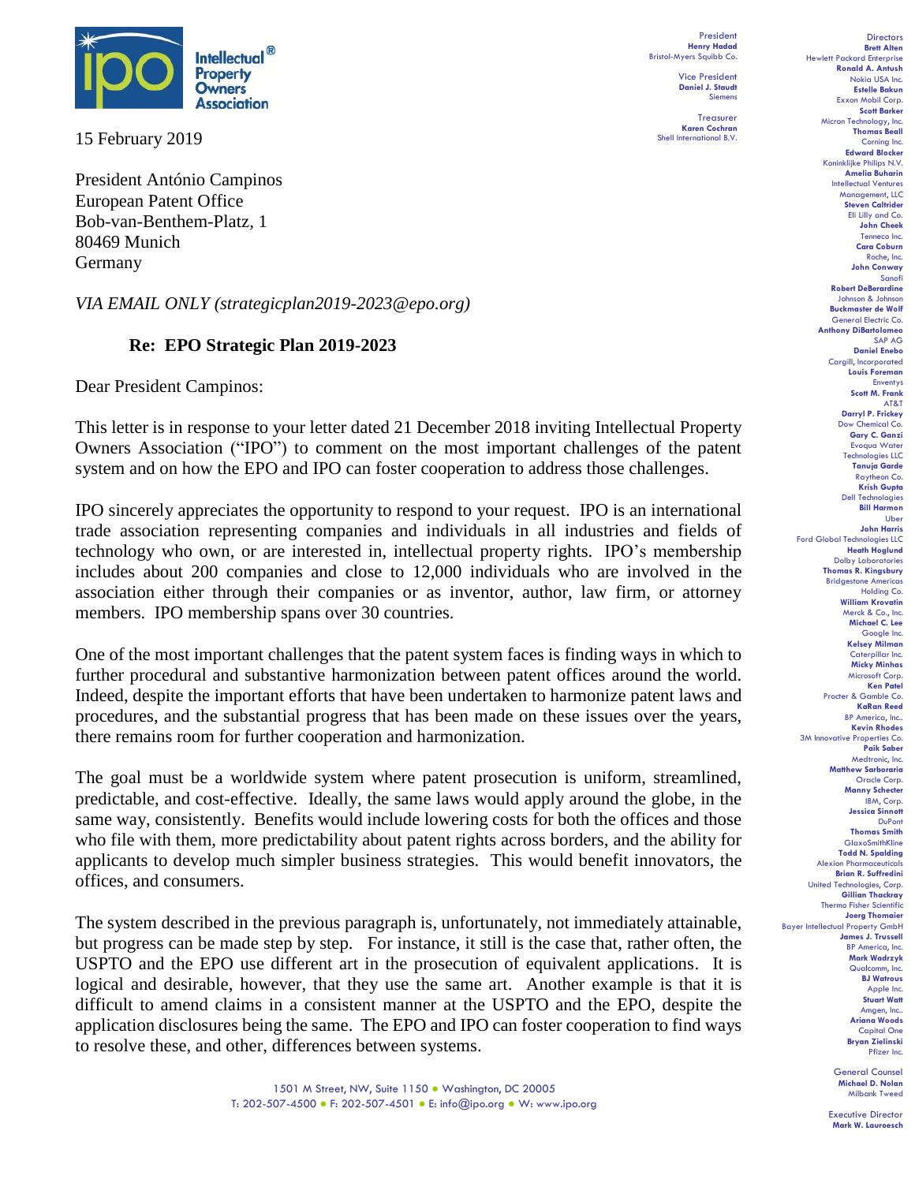**Intellectual Property Owners Association**®

President
**Henry Hadad**
Bristol-Myers Squibb Co.

Vice President
**Daniel J. Staudt**
Siemens

Treasurer
**Karen Cochran**
Shell International B.V.

Directors
**Brett Alten**
Hewlett Packard Enterprise
**Ronald A. Antush**
Nokia USA Inc.
**Estelle Bakun**
Exxon Mobil Corp.
**Scott Barker**
Micron Technology, Inc.
**Thomas Beall**
Corning Inc.
**Edward Blocker**
Koninklijke Philips N.V.
**Amelia Buharin**
Intellectual Ventures Management, LLC
**Steven Caltrider**
Eli Lilly and Co.
**John Cheek**
Tenneco Inc.
**Cara Coburn**
Roche, Inc.
**John Conway**
Sanofi
**Robert DeBerardine**
Johnson & Johnson
**Buckmaster de Wolf**
General Electric Co.
**Anthony DiBartolomeo**
SAP AG
**Daniel Enebo**
Cargill, Incorporated
**Louis Foreman**
Enventys
**Scott M. Frank**
AT&T
**Darryl P. Frickey**
Dow Chemical Co.
**Gary C. Ganzi**
Evoqua Water Technologies LLC
**Tanuja Garde**
Raytheon Co.
**Krish Gupta**
Dell Technologies
**Bill Harmon**
Uber
**John Harris**
Ford Global Technologies LLC
**Heath Hoglund**
Dolby Laboratories
**Thomas R. Kingsbury**
Bridgestone Americas Holding Co.
**William Krovatin**
Merck & Co., Inc.
**Michael C. Lee**
Google Inc.
**Kelsey Milman**
Caterpillar Inc.
**Micky Minhas**
Microsoft Corp.
**Ken Patel**
Procter & Gamble Co.
**KaRan Reed**
BP America, Inc.
**Kevin Rhodes**
3M Innovative Properties Co.
**Paik Saber**
Medtronic, Inc.
**Matthew Sarboraria**
Oracle Corp.
**Manny Schecter**
IBM, Corp.
**Jessica Sinnott**
DuPont
**Thomas Smith**
GlaxoSmithKline
**Todd N. Spalding**
Alexion Pharmaceuticals
**Brian R. Suffredini**
United Technologies, Corp.
**Gillian Thackray**
Thermo Fisher Scientific
**Joerg Thomaier**
Bayer Intellectual Property GmbH
**James J. Trussell**
BP America, Inc.
**Mark Wadrzyk**
Qualcomm, Inc.
**BJ Watrous**
Apple Inc.
**Stuart Watt**
Amgen, Inc..
**Ariana Woods**
Capital One
**Bryan Zielinski**
Pfizer Inc.

General Counsel
**Michael D. Nolan**
Milbank Tweed

Executive Director
**Mark W. Lauroesch**

15 February 2019

President António Campinos
European Patent Office
Bob-van-Benthem-Platz, 1
80469 Munich
Germany

*VIA EMAIL ONLY (strategicplan2019-2023@epo.org)*

**Re: EPO Strategic Plan 2019-2023**

Dear President Campinos:

This letter is in response to your letter dated 21 December 2018 inviting Intellectual Property Owners Association ("IPO") to comment on the most important challenges of the patent system and on how the EPO and IPO can foster cooperation to address those challenges.

IPO sincerely appreciates the opportunity to respond to your request. IPO is an international trade association representing companies and individuals in all industries and fields of technology who own, or are interested in, intellectual property rights. IPO's membership includes about 200 companies and close to 12,000 individuals who are involved in the association either through their companies or as inventor, author, law firm, or attorney members. IPO membership spans over 30 countries.

One of the most important challenges that the patent system faces is finding ways in which to further procedural and substantive harmonization between patent offices around the world. Indeed, despite the important efforts that have been undertaken to harmonize patent laws and procedures, and the substantial progress that has been made on these issues over the years, there remains room for further cooperation and harmonization.

The goal must be a worldwide system where patent prosecution is uniform, streamlined, predictable, and cost-effective. Ideally, the same laws would apply around the globe, in the same way, consistently. Benefits would include lowering costs for both the offices and those who file with them, more predictability about patent rights across borders, and the ability for applicants to develop much simpler business strategies. This would benefit innovators, the offices, and consumers.

The system described in the previous paragraph is, unfortunately, not immediately attainable, but progress can be made step by step. For instance, it still is the case that, rather often, the USPTO and the EPO use different art in the prosecution of equivalent applications. It is logical and desirable, however, that they use the same art. Another example is that it is difficult to amend claims in a consistent manner at the USPTO and the EPO, despite the application disclosures being the same. The EPO and IPO can foster cooperation to find ways to resolve these, and other, differences between systems.

1501 M Street, NW, Suite 1150 ● Washington, DC 20005
T: 202-507-4500 ● F: 202-507-4501 ● E: info@ipo.org ● W: www.ipo.org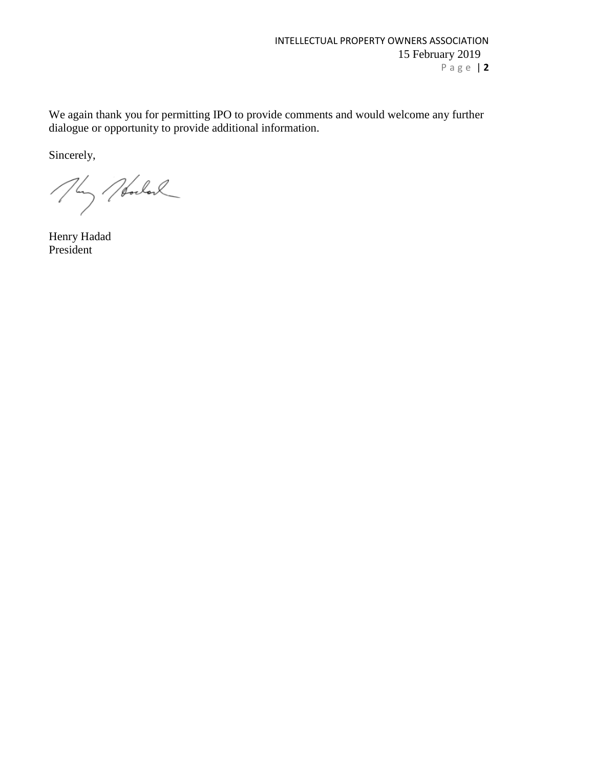We again thank you for permitting IPO to provide comments and would welcome any further dialogue or opportunity to provide additional information.

Sincerely,

Henry Hadad
President